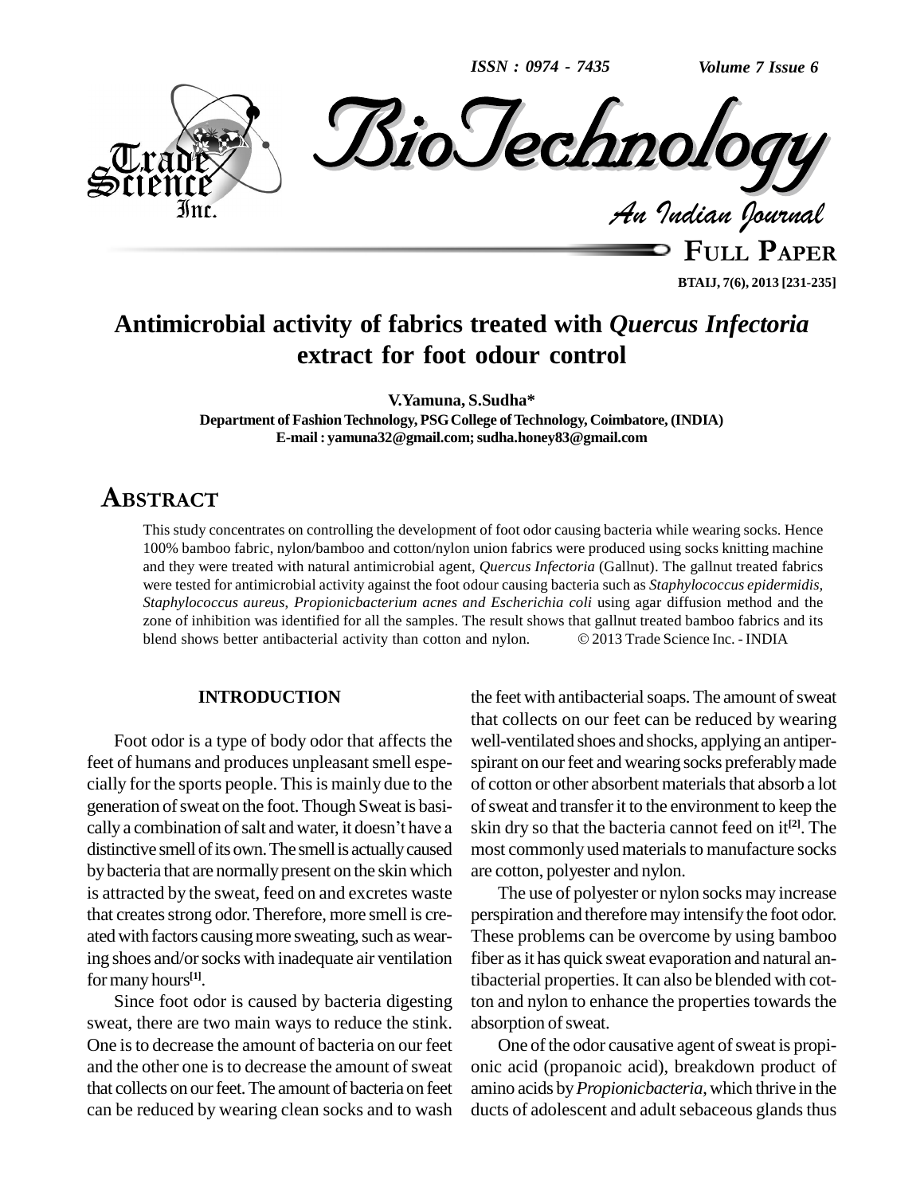# Antimicrobial activity of fabrics treated with *Quercus Infectoria* extract for foot odour control

**V.Yamuna, S.Sudha***

**Department of Fashion Technology, PSG College of Technology, Coimbatore, (INDIA)**
**E-mail : yamuna32@gmail.com; sudha.honey83@gmail.com**

## ABSTRACT

This study concentrates on controlling the development of foot odor causing bacteria while wearing socks. Hence 100% bamboo fabric, nylon/bamboo and cotton/nylon union fabrics were produced using socks knitting machine and they were treated with natural antimicrobial agent, *Quercus Infectoria* (Gallnut). The gallnut treated fabrics were tested for antimicrobial activity against the foot odour causing bacteria such as *Staphylococcus epidermidis, Staphylococcus aureus, Propionicbacterium acnes and Escherichia coli* using agar diffusion method and the zone of inhibition was identified for all the samples. The result shows that gallnut treated bamboo fabrics and its blend shows better antibacterial activity than cotton and nylon. © 2013 Trade Science Inc. - INDIA

## INTRODUCTION

Foot odor is a type of body odor that affects the feet of humans and produces unpleasant smell especially for the sports people. This is mainly due to the generation of sweat on the foot. Though Sweat is basically a combination of salt and water, it doesn't have a distinctive smell of its own. The smell is actually caused by bacteria that are normally present on the skin which is attracted by the sweat, feed on and excretes waste that creates strong odor. Therefore, more smell is created with factors causing more sweating, such as wearing shoes and/or socks with inadequate air ventilation for many hours[1].

Since foot odor is caused by bacteria digesting sweat, there are two main ways to reduce the stink. One is to decrease the amount of bacteria on our feet and the other one is to decrease the amount of sweat that collects on our feet. The amount of bacteria on feet can be reduced by wearing clean socks and to wash the feet with antibacterial soaps. The amount of sweat that collects on our feet can be reduced by wearing well-ventilated shoes and shocks, applying an antiperspirant on our feet and wearing socks preferably made of cotton or other absorbent materials that absorb a lot of sweat and transfer it to the environment to keep the skin dry so that the bacteria cannot feed on it[2]. The most commonly used materials to manufacture socks are cotton, polyester and nylon.

The use of polyester or nylon socks may increase perspiration and therefore may intensify the foot odor. These problems can be overcome by using bamboo fiber as it has quick sweat evaporation and natural antibacterial properties. It can also be blended with cotton and nylon to enhance the properties towards the absorption of sweat.

One of the odor causative agent of sweat is propionic acid (propanoic acid), breakdown product of amino acids by *Propionicbacteria*, which thrive in the ducts of adolescent and adult sebaceous glands thus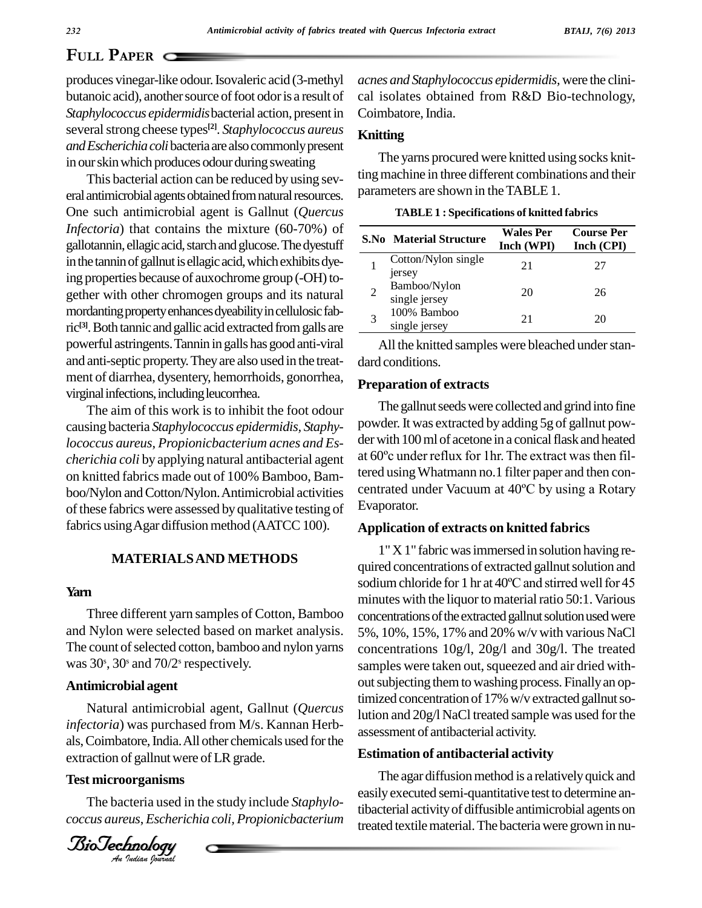produces vinegar-like odour. Isovaleric acid (3-methyl butanoic acid), another source of foot odor is a result of *Staphylococcus epidermidis* bacterial action, present in several strong cheese types[2]. *Staphylococcus aureus* and *Escherichia coli* bacteria are also commonly present in our skin which produces odour during sweating

This bacterial action can be reduced by using several antimicrobial agents obtained from natural resources. One such antimicrobial agent is Gallnut (*Quercus Infectoria*) that contains the mixture (60-70%) of gallotannin, ellagic acid, starch and glucose. The dyestuff in the tannin of gallnut is ellagic acid, which exhibits dyeing properties because of auxochrome group (-OH) together with other chromogen groups and its natural mordanting property enhances dyeability in cellulosic fabric[3]. Both tannic and gallic acid extracted from galls are powerful astringents. Tannin in galls has good anti-viral and anti-septic property. They are also used in the treatment of diarrhea, dysentery, hemorrhoids, gonorrhea, virginal infections, including leucorrhea.

The aim of this work is to inhibit the foot odour causing bacteria *Staphylococcus epidermidis*, *Staphylococcus aureus*, *Propionicbacterium acnes and Escherichia coli* by applying natural antibacterial agent on knitted fabrics made out of 100% Bamboo, Bamboo/Nylon and Cotton/Nylon. Antimicrobial activities of these fabrics were assessed by qualitative testing of fabrics using Agar diffusion method (AATCC 100).

## MATERIALS AND METHODS

### Yarn

Three different yarn samples of Cotton, Bamboo and Nylon were selected based on market analysis. The count of selected cotton, bamboo and nylon yarns was 30$^s$, 30$^s$ and 70/2$^s$ respectively.

### Antimicrobial agent

Natural antimicrobial agent, Gallnut (*Quercus infectoria*) was purchased from M/s. Kannan Herbals, Coimbatore, India. All other chemicals used for the extraction of gallnut were of LR grade.

### Test microorganisms

The bacteria used in the study include *Staphylococcus aureus*, *Escherichia coli*, *Propionicbacterium acnes and Staphylococcus epidermidis*, were the clinical isolates obtained from R&D Bio-technology, Coimbatore, India.

### Knitting

The yarns procured were knitted using socks knitting machine in three different combinations and their parameters are shown in the TABLE 1.

**TABLE 1 : Specifications of knitted fabrics**

| S.No | Material Structure | Wales Per Inch (WPI) | Course Per Inch (CPI) |
|---|---|---|---|
| 1 | Cotton/Nylon single jersey | 21 | 27 |
| 2 | Bamboo/Nylon single jersey | 20 | 26 |
| 3 | 100% Bamboo single jersey | 21 | 20 |

All the knitted samples were bleached under standard conditions.

### Preparation of extracts

The gallnut seeds were collected and grind into fine powder. It was extracted by adding 5g of gallnut powder with 100 ml of acetone in a conical flask and heated at 60ºc under reflux for 1hr. The extract was then filtered using Whatmann no.1 filter paper and then concentrated under Vacuum at 40ºC by using a Rotary Evaporator.

### Application of extracts on knitted fabrics

1" X 1" fabric was immersed in solution having required concentrations of extracted gallnut solution and sodium chloride for 1 hr at 40ºC and stirred well for 45 minutes with the liquor to material ratio 50:1. Various concentrations of the extracted gallnut solution used were 5%, 10%, 15%, 17% and 20% w/v with various NaCl concentrations 10g/l, 20g/l and 30g/l. The treated samples were taken out, squeezed and air dried without subjecting them to washing process. Finally an optimized concentration of 17% w/v extracted gallnut solution and 20g/l NaCl treated sample was used for the assessment of antibacterial activity.

### Estimation of antibacterial activity

The agar diffusion method is a relatively quick and easily executed semi-quantitative test to determine antibacterial activity of diffusible antimicrobial agents on treated textile material. The bacteria were grown in nu-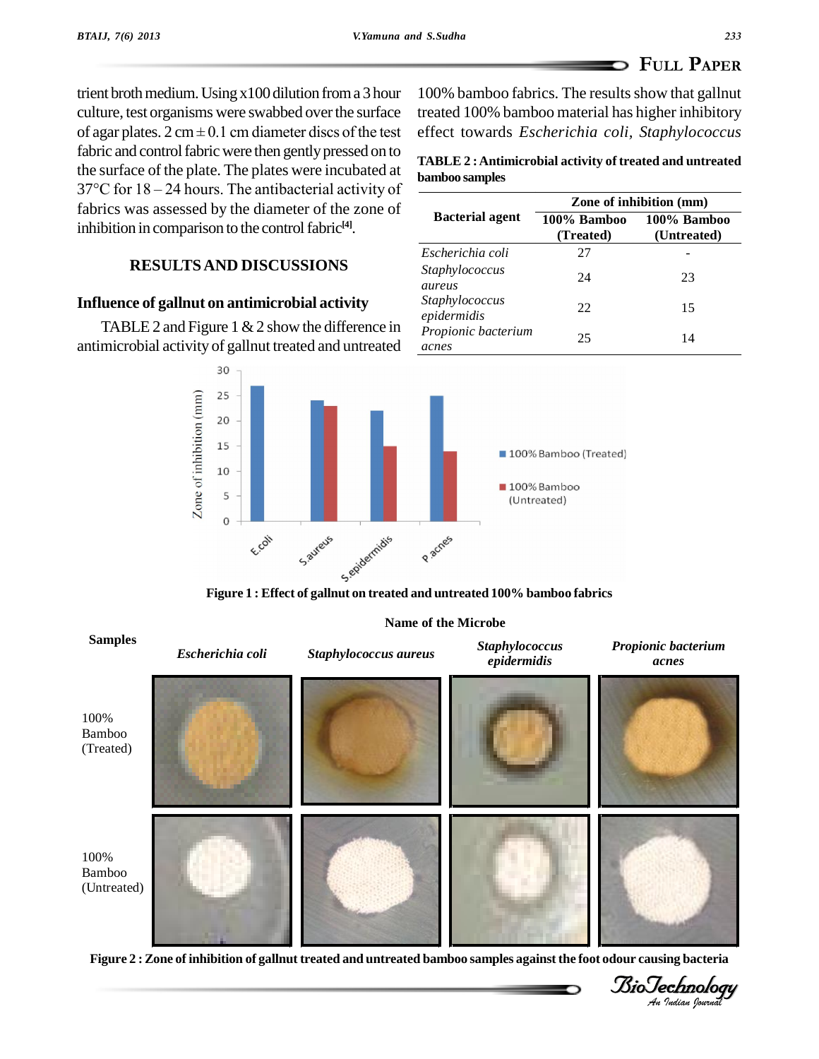trient broth medium. Using x100 dilution from a 3 hour culture, test organisms were swabbed over the surface of agar plates. 2 cm ± 0.1 cm diameter discs of the test fabric and control fabric were then gently pressed on to the surface of the plate. The plates were incubated at 37°C for 18 – 24 hours. The antibacterial activity of fabrics was assessed by the diameter of the zone of inhibition in comparison to the control fabric[4].

## RESULTS AND DISCUSSIONS

### Influence of gallnut on antimicrobial activity

TABLE 2 and Figure 1 & 2 show the difference in antimicrobial activity of gallnut treated and untreated 100% bamboo fabrics. The results show that gallnut treated 100% bamboo material has higher inhibitory effect towards *Escherichia coli, Staphylococcus*

**TABLE 2 : Antimicrobial activity of treated and untreated bamboo samples**

| Bacterial agent | Zone of inhibition (mm) | |
|---|---|---|
| | 100% Bamboo (Treated) | 100% Bamboo (Untreated) |
| *Escherichia coli* | 27 | - |
| *Staphylococcus aureus* | 24 | 23 |
| *Staphylococcus epidermidis* | 22 | 15 |
| *Propionic bacterium acnes* | 25 | 14 |

**Figure 1 : Effect of gallnut on treated and untreated 100% bamboo fabrics**

**Figure 2 : Zone of inhibition of gallnut treated and untreated bamboo samples against the foot odour causing bacteria**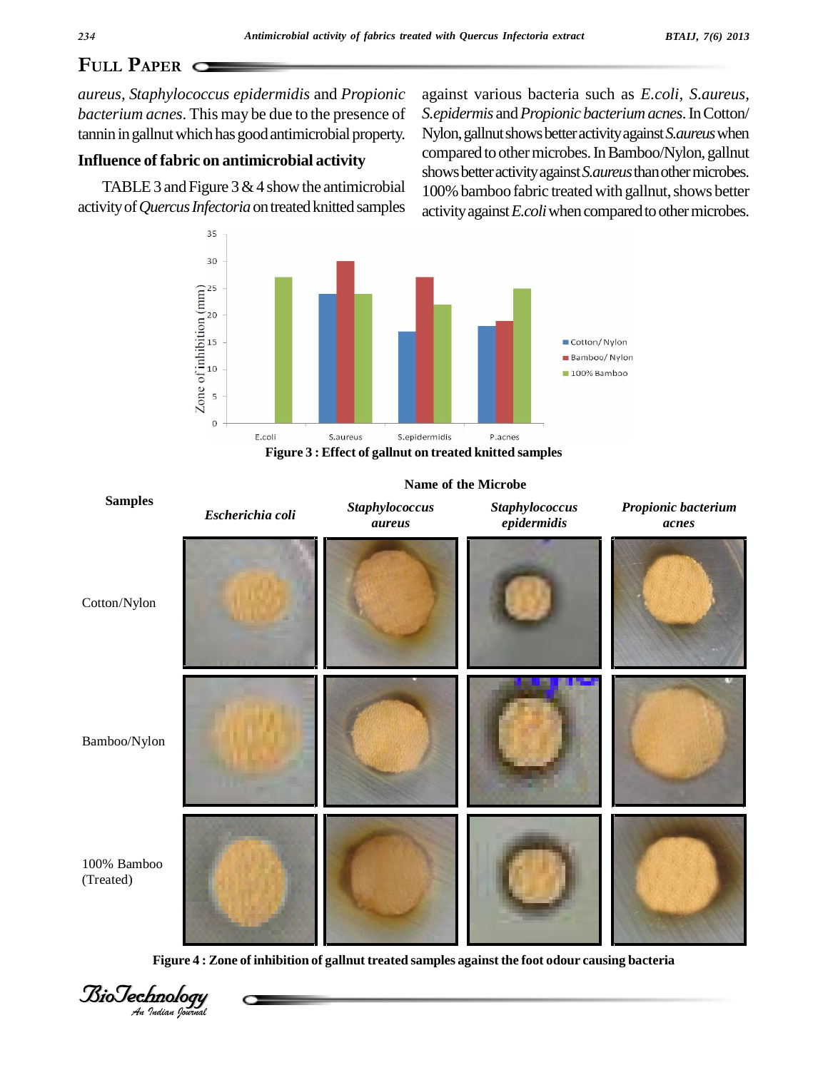*aureus*, *Staphylococcus epidermidis* and *Propionic bacterium acnes*. This may be due to the presence of tannin in gallnut which has good antimicrobial property.

## Influence of fabric on antimicrobial activity

TABLE 3 and Figure 3 & 4 show the antimicrobial activity of *Quercus Infectoria* on treated knitted samples against various bacteria such as *E.coli*, *S.aureus*, *S.epidermis* and *Propionic bacterium acnes*. In Cotton/Nylon, gallnut shows better activity against *S.aureus* when compared to other microbes. In Bamboo/Nylon, gallnut shows better activity against *S.aureus* than other microbes. 100% bamboo fabric treated with gallnut, shows better activity against *E.coli* when compared to other microbes.

Figure 3 : Effect of gallnut on treated knitted samples

Figure 4 : Zone of inhibition of gallnut treated samples against the foot odour causing bacteria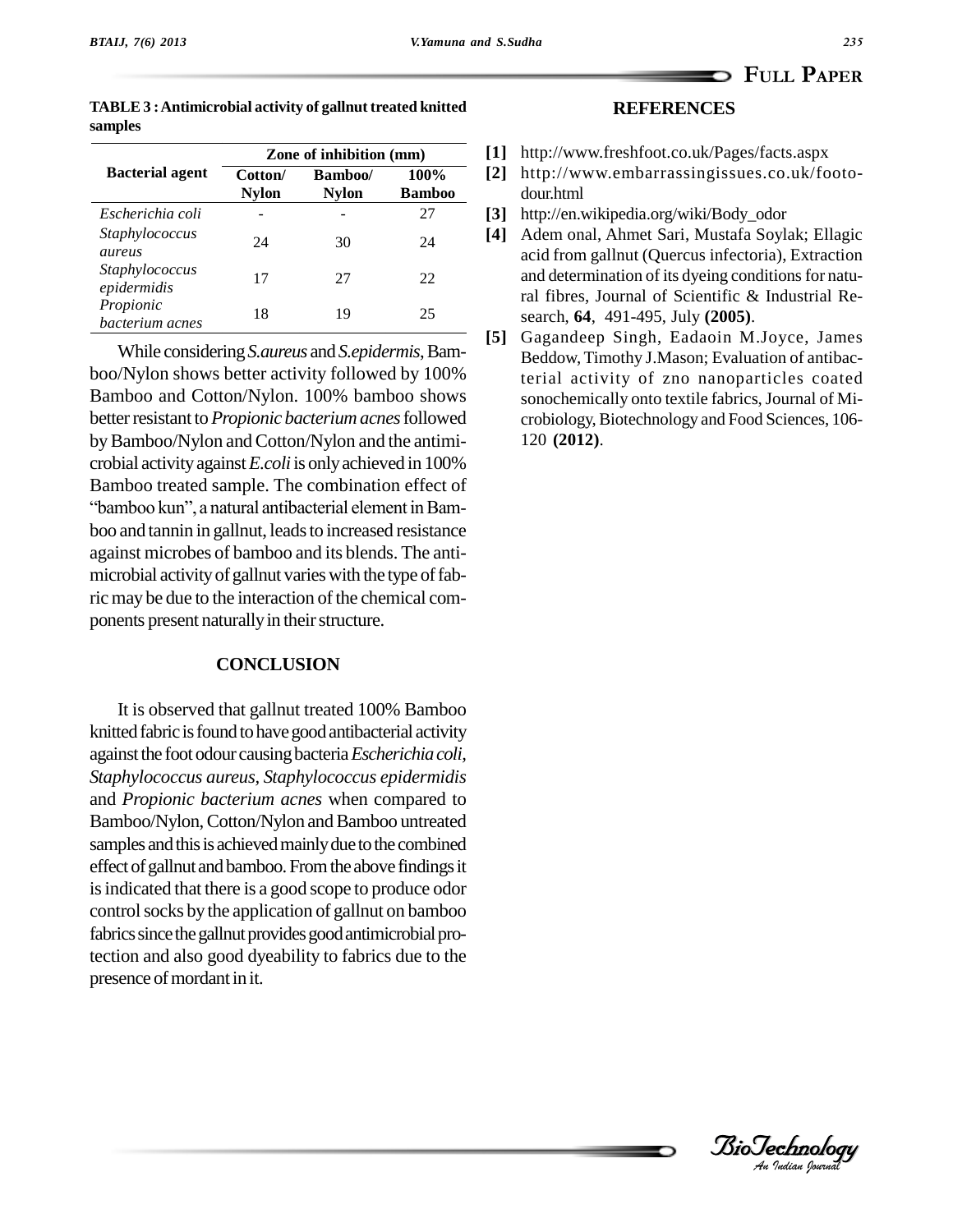**TABLE 3 : Antimicrobial activity of gallnut treated knitted samples**

| Bacterial agent | Zone of inhibition (mm) | | |
|---|---|---|---|
| | Cotton/ Nylon | Bamboo/ Nylon | 100% Bamboo |
| *Escherichia coli* | - | - | 27 |
| *Staphylococcus aureus* | 24 | 30 | 24 |
| *Staphylococcus epidermidis* | 17 | 27 | 22 |
| *Propionic bacterium acnes* | 18 | 19 | 25 |

While considering *S.aureus* and *S.epidermis*, Bamboo/Nylon shows better activity followed by 100% Bamboo and Cotton/Nylon. 100% bamboo shows better resistant to *Propionic bacterium acnes* followed by Bamboo/Nylon and Cotton/Nylon and the antimicrobial activity against *E.coli* is only achieved in 100% Bamboo treated sample. The combination effect of "bamboo kun", a natural antibacterial element in Bamboo and tannin in gallnut, leads to increased resistance against microbes of bamboo and its blends. The antimicrobial activity of gallnut varies with the type of fabric may be due to the interaction of the chemical components present naturally in their structure.

## CONCLUSION

It is observed that gallnut treated 100% Bamboo knitted fabric is found to have good antibacterial activity against the foot odour causing bacteria *Escherichia coli, Staphylococcus aureus, Staphylococcus epidermidis* and *Propionic bacterium acnes* when compared to Bamboo/Nylon, Cotton/Nylon and Bamboo untreated samples and this is achieved mainly due to the combined effect of gallnut and bamboo. From the above findings it is indicated that there is a good scope to produce odor control socks by the application of gallnut on bamboo fabrics since the gallnut provides good antimicrobial protection and also good dyeability to fabrics due to the presence of mordant in it.

## REFERENCES

**[1]** http://www.freshfoot.co.uk/Pages/facts.aspx

**[2]** http://www.embarrassingissues.co.uk/footodour.html

**[3]** http://en.wikipedia.org/wiki/Body_odor

**[4]** Adem onal, Ahmet Sari, Mustafa Soylak; Ellagic acid from gallnut (Quercus infectoria), Extraction and determination of its dyeing conditions for natural fibres, Journal of Scientific & Industrial Research, **64**, 491-495, July **(2005)**.

**[5]** Gagandeep Singh, Eadaoin M.Joyce, James Beddow, Timothy J.Mason; Evaluation of antibacterial activity of zno nanoparticles coated sonochemically onto textile fabrics, Journal of Microbiology, Biotechnology and Food Sciences, 106-120 **(2012)**.